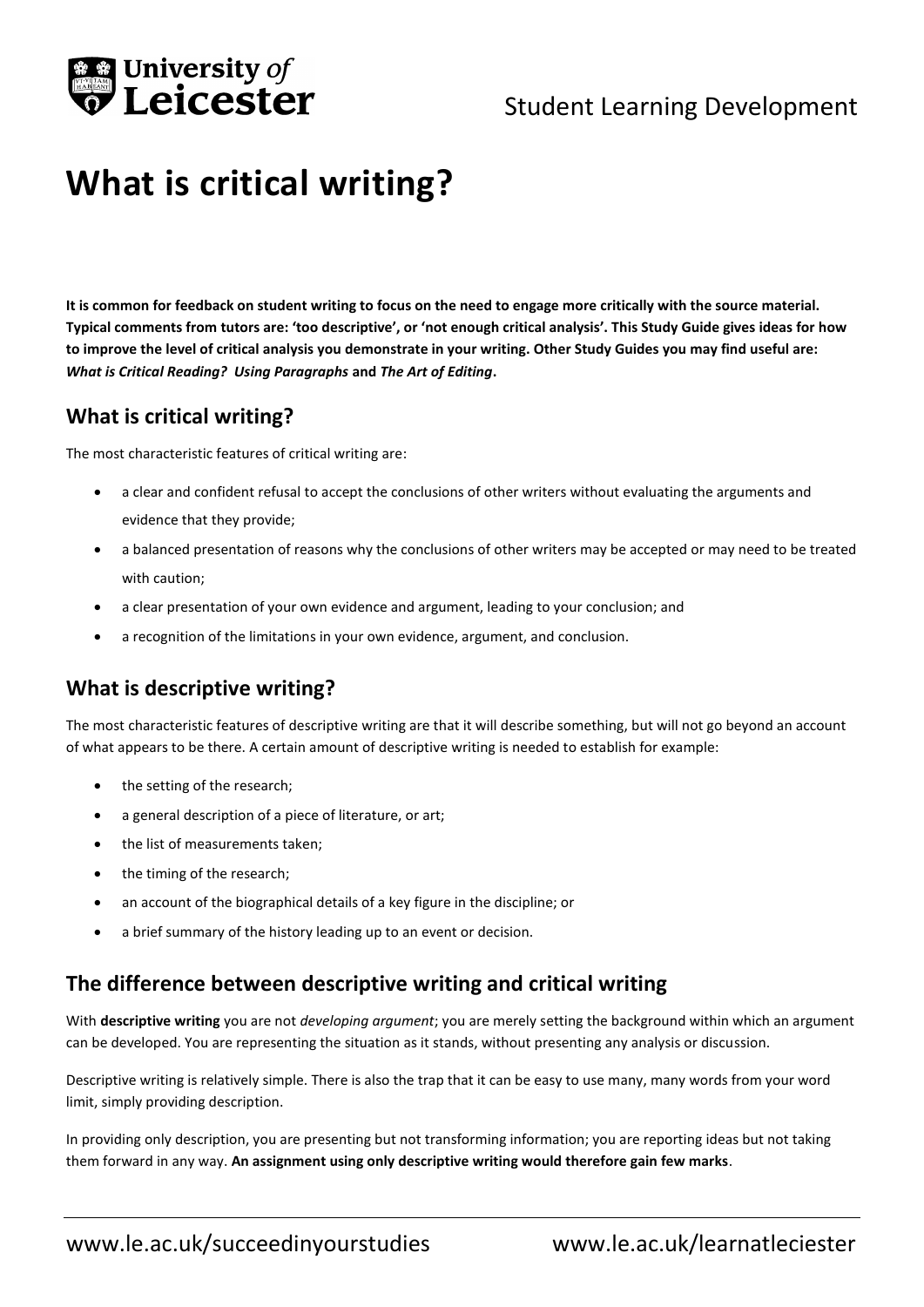University of Leicester

Student Learning Development

# What is critical writing?

**It is common for feedback on student writing to focus on the need to engage more critically with the source material. Typical comments from tutors are: 'too descriptive', or 'not enough critical analysis'. This Study Guide gives ideas for how to improve the level of critical analysis you demonstrate in your writing. Other Study Guides you may find useful are: *What is Critical Reading? Using Paragraphs* and *The Art of Editing*.**

## What is critical writing?

The most characteristic features of critical writing are:

- a clear and confident refusal to accept the conclusions of other writers without evaluating the arguments and evidence that they provide;
- a balanced presentation of reasons why the conclusions of other writers may be accepted or may need to be treated with caution;
- a clear presentation of your own evidence and argument, leading to your conclusion; and
- a recognition of the limitations in your own evidence, argument, and conclusion.

## What is descriptive writing?

The most characteristic features of descriptive writing are that it will describe something, but will not go beyond an account of what appears to be there. A certain amount of descriptive writing is needed to establish for example:

- the setting of the research;
- a general description of a piece of literature, or art;
- the list of measurements taken;
- the timing of the research;
- an account of the biographical details of a key figure in the discipline; or
- a brief summary of the history leading up to an event or decision.

## The difference between descriptive writing and critical writing

With **descriptive writing** you are not *developing argument*; you are merely setting the background within which an argument can be developed. You are representing the situation as it stands, without presenting any analysis or discussion.

Descriptive writing is relatively simple. There is also the trap that it can be easy to use many, many words from your word limit, simply providing description.

In providing only description, you are presenting but not transforming information; you are reporting ideas but not taking them forward in any way. **An assignment using only descriptive writing would therefore gain few marks**.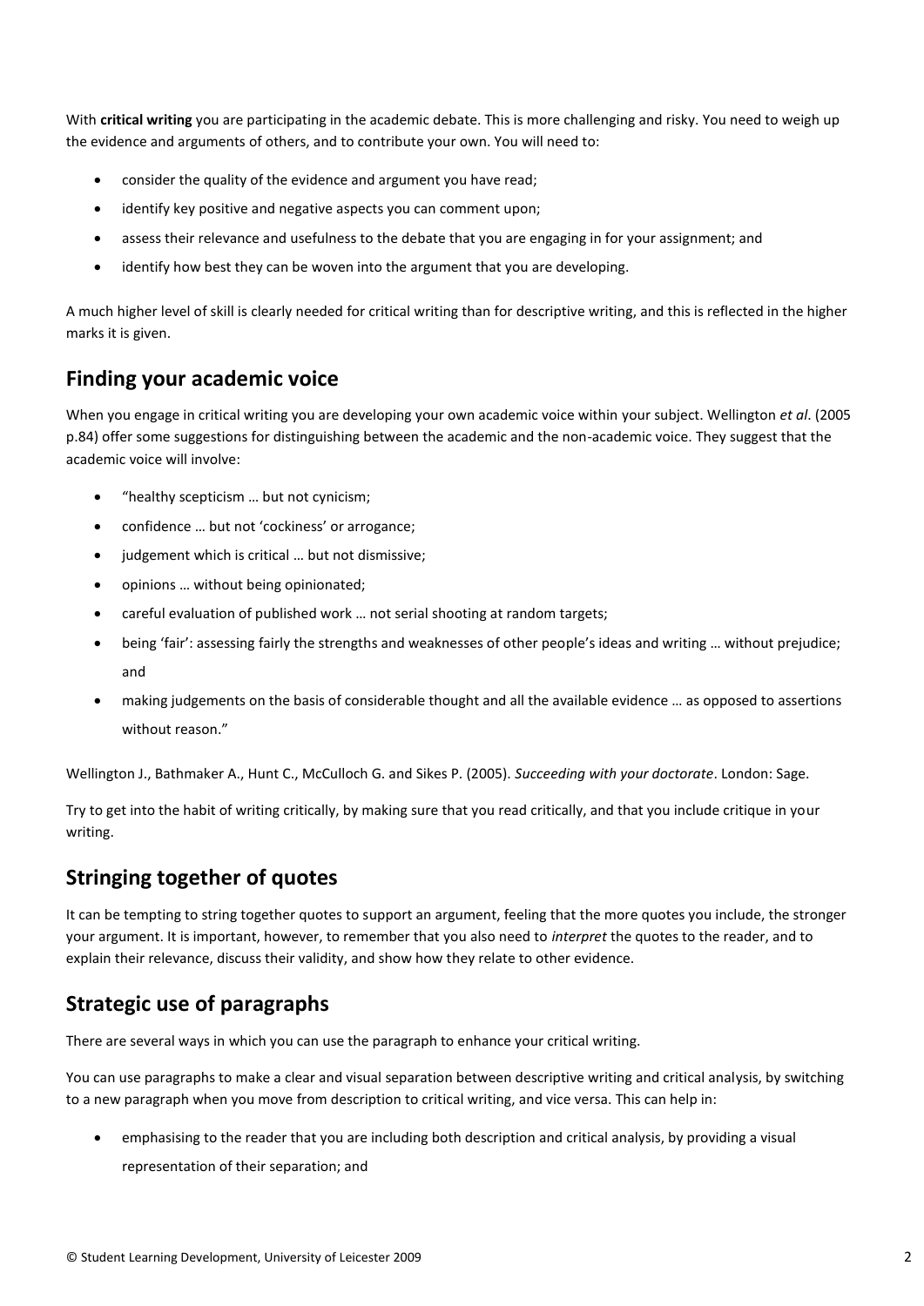With **critical writing** you are participating in the academic debate. This is more challenging and risky. You need to weigh up the evidence and arguments of others, and to contribute your own. You will need to:

- consider the quality of the evidence and argument you have read;
- identify key positive and negative aspects you can comment upon;
- assess their relevance and usefulness to the debate that you are engaging in for your assignment; and
- identify how best they can be woven into the argument that you are developing.

A much higher level of skill is clearly needed for critical writing than for descriptive writing, and this is reflected in the higher marks it is given.

## Finding your academic voice

When you engage in critical writing you are developing your own academic voice within your subject. Wellington *et al*. (2005 p.84) offer some suggestions for distinguishing between the academic and the non-academic voice. They suggest that the academic voice will involve:

- "healthy scepticism … but not cynicism;
- confidence … but not 'cockiness' or arrogance;
- judgement which is critical … but not dismissive;
- opinions … without being opinionated;
- careful evaluation of published work … not serial shooting at random targets;
- being 'fair': assessing fairly the strengths and weaknesses of other people's ideas and writing … without prejudice; and
- making judgements on the basis of considerable thought and all the available evidence … as opposed to assertions without reason."

Wellington J., Bathmaker A., Hunt C., McCulloch G. and Sikes P. (2005). *Succeeding with your doctorate*. London: Sage.

Try to get into the habit of writing critically, by making sure that you read critically, and that you include critique in your writing.

## Stringing together of quotes

It can be tempting to string together quotes to support an argument, feeling that the more quotes you include, the stronger your argument. It is important, however, to remember that you also need to *interpret* the quotes to the reader, and to explain their relevance, discuss their validity, and show how they relate to other evidence.

## Strategic use of paragraphs

There are several ways in which you can use the paragraph to enhance your critical writing.

You can use paragraphs to make a clear and visual separation between descriptive writing and critical analysis, by switching to a new paragraph when you move from description to critical writing, and vice versa. This can help in:

- emphasising to the reader that you are including both description and critical analysis, by providing a visual representation of their separation; and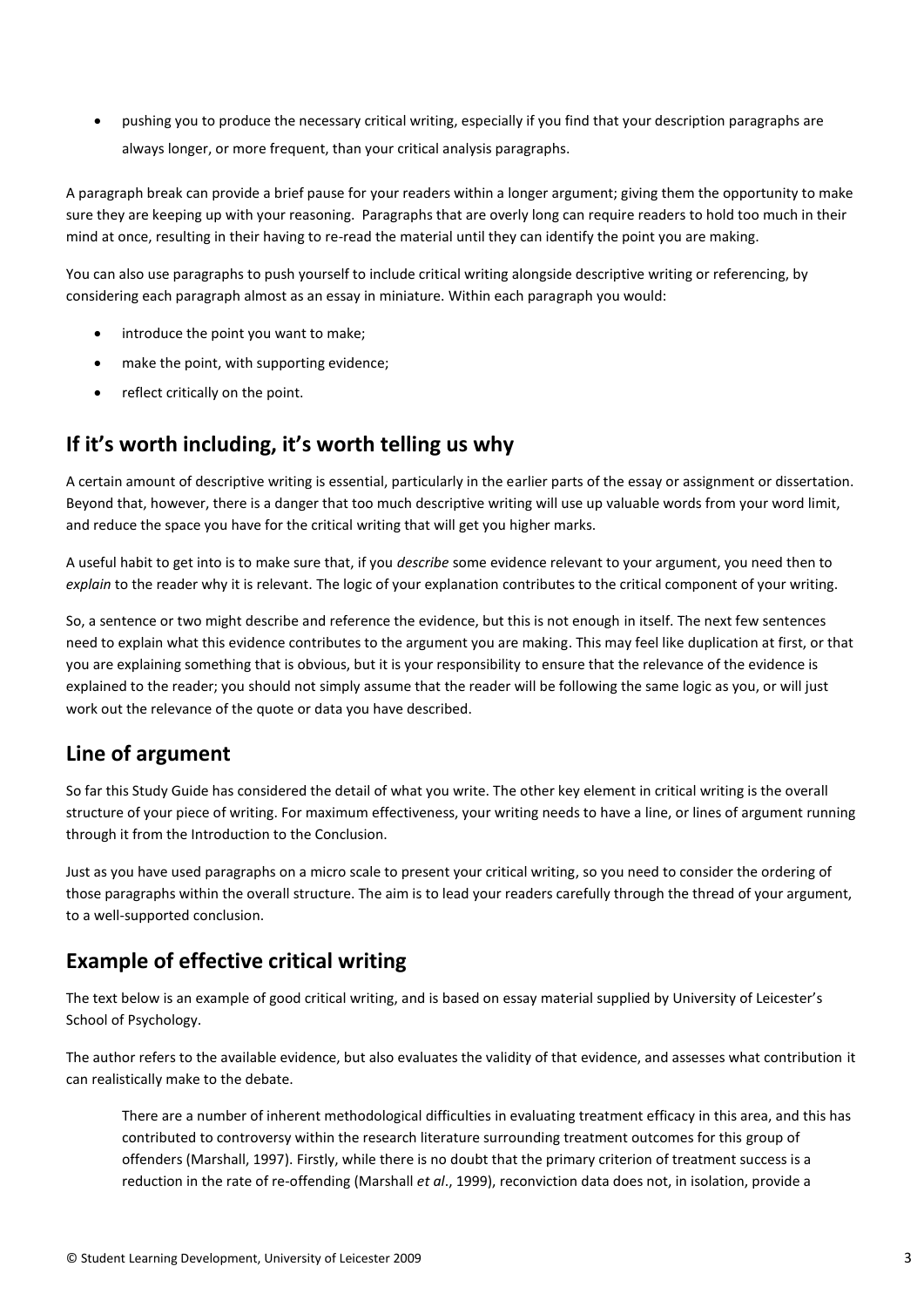- pushing you to produce the necessary critical writing, especially if you find that your description paragraphs are always longer, or more frequent, than your critical analysis paragraphs.

A paragraph break can provide a brief pause for your readers within a longer argument; giving them the opportunity to make sure they are keeping up with your reasoning. Paragraphs that are overly long can require readers to hold too much in their mind at once, resulting in their having to re-read the material until they can identify the point you are making.

You can also use paragraphs to push yourself to include critical writing alongside descriptive writing or referencing, by considering each paragraph almost as an essay in miniature. Within each paragraph you would:

- introduce the point you want to make;
- make the point, with supporting evidence;
- reflect critically on the point.

## If it's worth including, it's worth telling us why

A certain amount of descriptive writing is essential, particularly in the earlier parts of the essay or assignment or dissertation. Beyond that, however, there is a danger that too much descriptive writing will use up valuable words from your word limit, and reduce the space you have for the critical writing that will get you higher marks.

A useful habit to get into is to make sure that, if you *describe* some evidence relevant to your argument, you need then to *explain* to the reader why it is relevant. The logic of your explanation contributes to the critical component of your writing.

So, a sentence or two might describe and reference the evidence, but this is not enough in itself. The next few sentences need to explain what this evidence contributes to the argument you are making. This may feel like duplication at first, or that you are explaining something that is obvious, but it is your responsibility to ensure that the relevance of the evidence is explained to the reader; you should not simply assume that the reader will be following the same logic as you, or will just work out the relevance of the quote or data you have described.

## Line of argument

So far this Study Guide has considered the detail of what you write. The other key element in critical writing is the overall structure of your piece of writing. For maximum effectiveness, your writing needs to have a line, or lines of argument running through it from the Introduction to the Conclusion.

Just as you have used paragraphs on a micro scale to present your critical writing, so you need to consider the ordering of those paragraphs within the overall structure. The aim is to lead your readers carefully through the thread of your argument, to a well-supported conclusion.

## Example of effective critical writing

The text below is an example of good critical writing, and is based on essay material supplied by University of Leicester's School of Psychology.

The author refers to the available evidence, but also evaluates the validity of that evidence, and assesses what contribution it can realistically make to the debate.

> There are a number of inherent methodological difficulties in evaluating treatment efficacy in this area, and this has contributed to controversy within the research literature surrounding treatment outcomes for this group of offenders (Marshall, 1997). Firstly, while there is no doubt that the primary criterion of treatment success is a reduction in the rate of re-offending (Marshall *et al*., 1999), reconviction data does not, in isolation, provide a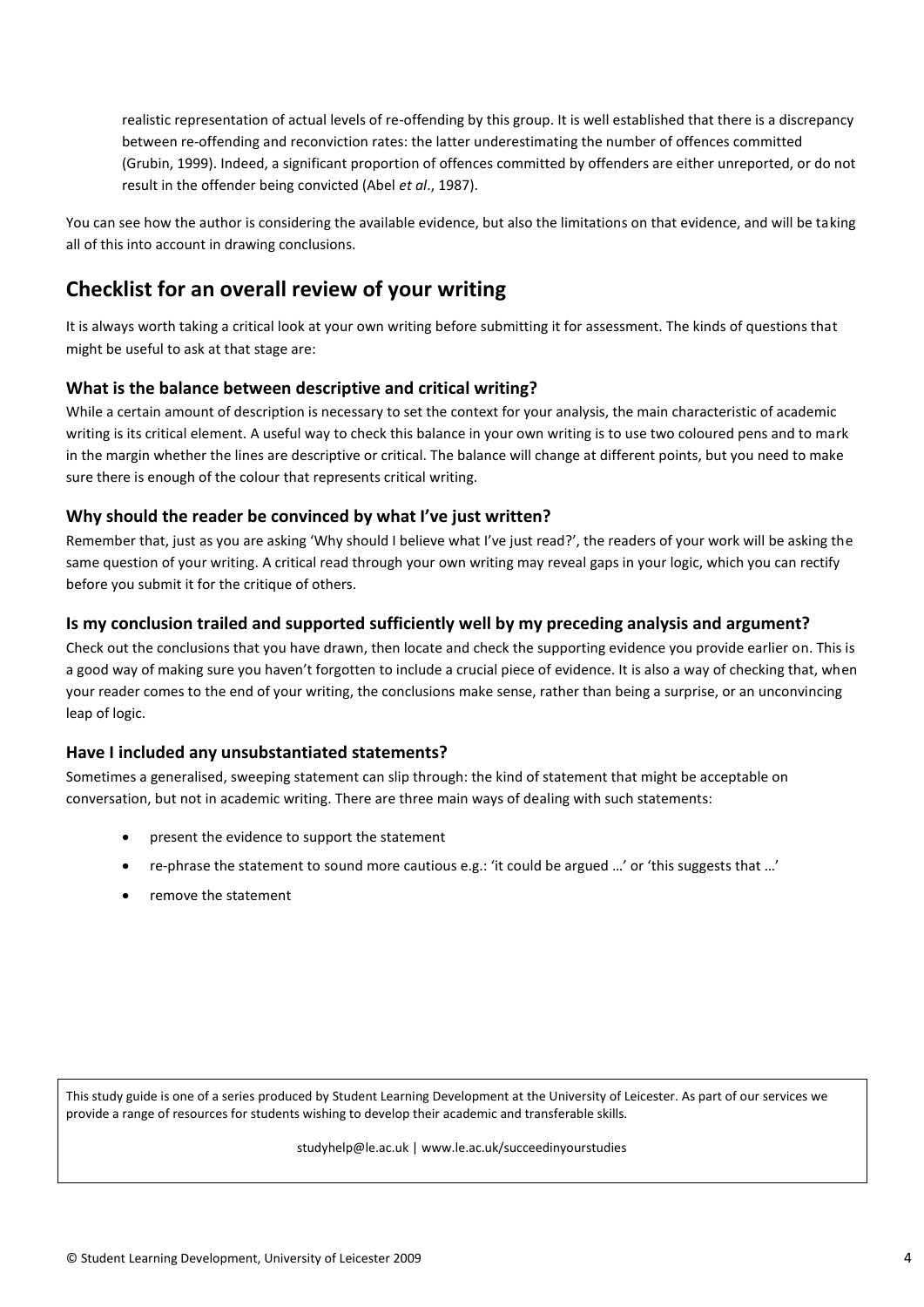realistic representation of actual levels of re-offending by this group. It is well established that there is a discrepancy between re-offending and reconviction rates: the latter underestimating the number of offences committed (Grubin, 1999). Indeed, a significant proportion of offences committed by offenders are either unreported, or do not result in the offender being convicted (Abel *et al*., 1987).

You can see how the author is considering the available evidence, but also the limitations on that evidence, and will be taking all of this into account in drawing conclusions.

## Checklist for an overall review of your writing

It is always worth taking a critical look at your own writing before submitting it for assessment. The kinds of questions that might be useful to ask at that stage are:

### What is the balance between descriptive and critical writing?

While a certain amount of description is necessary to set the context for your analysis, the main characteristic of academic writing is its critical element. A useful way to check this balance in your own writing is to use two coloured pens and to mark in the margin whether the lines are descriptive or critical. The balance will change at different points, but you need to make sure there is enough of the colour that represents critical writing.

### Why should the reader be convinced by what I've just written?

Remember that, just as you are asking 'Why should I believe what I've just read?', the readers of your work will be asking the same question of your writing. A critical read through your own writing may reveal gaps in your logic, which you can rectify before you submit it for the critique of others.

### Is my conclusion trailed and supported sufficiently well by my preceding analysis and argument?

Check out the conclusions that you have drawn, then locate and check the supporting evidence you provide earlier on. This is a good way of making sure you haven't forgotten to include a crucial piece of evidence. It is also a way of checking that, when your reader comes to the end of your writing, the conclusions make sense, rather than being a surprise, or an unconvincing leap of logic.

### Have I included any unsubstantiated statements?

Sometimes a generalised, sweeping statement can slip through: the kind of statement that might be acceptable on conversation, but not in academic writing. There are three main ways of dealing with such statements:

- present the evidence to support the statement
- re-phrase the statement to sound more cautious e.g.: 'it could be argued …' or 'this suggests that …'
- remove the statement

This study guide is one of a series produced by Student Learning Development at the University of Leicester. As part of our services we provide a range of resources for students wishing to develop their academic and transferable skills.

studyhelp@le.ac.uk | www.le.ac.uk/succeedinyourstudies

© Student Learning Development, University of Leicester 2009